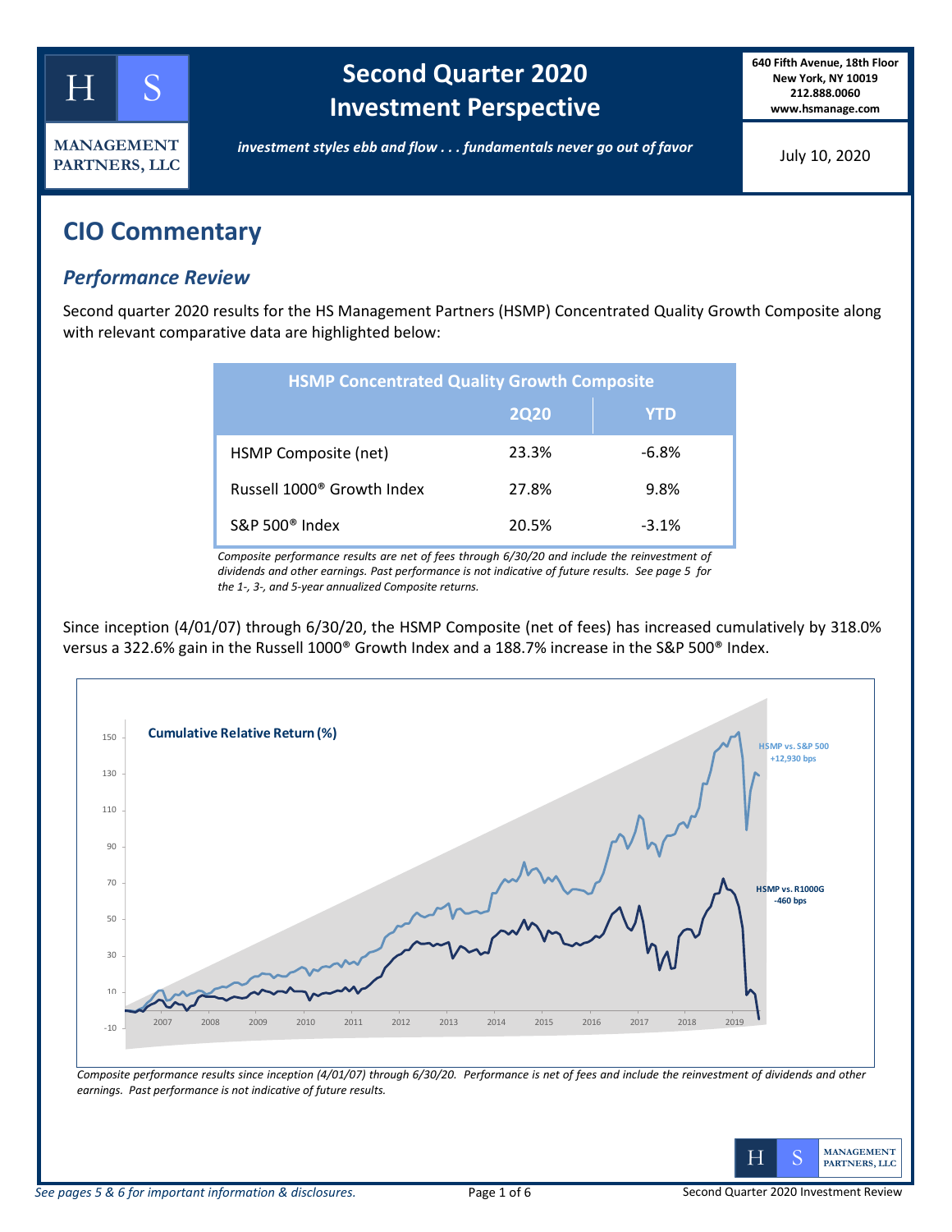# Second Quarter 2020 Investment Perspective

HS MANAGEMENT PARTNERS, LLC

*investment styles ebb and flow . . . fundamentals never go out of favor*

**640 Fifth Avenue, 18th Floor**
**New York, NY 10019**
**212.888.0060**
**www.hsmanage.com**

July 10, 2020

## CIO Commentary

### *Performance Review*

Second quarter 2020 results for the HS Management Partners (HSMP) Concentrated Quality Growth Composite along with relevant comparative data are highlighted below:

| HSMP Concentrated Quality Growth Composite | 2Q20 | YTD |
|---|---|---|
| HSMP Composite (net) | 23.3% | -6.8% |
| Russell 1000® Growth Index | 27.8% | 9.8% |
| S&P 500® Index | 20.5% | -3.1% |

*Composite performance results are net of fees through 6/30/20 and include the reinvestment of dividends and other earnings. Past performance is not indicative of future results. See page 5 for the 1-, 3-, and 5-year annualized Composite returns.*

Since inception (4/01/07) through 6/30/20, the HSMP Composite (net of fees) has increased cumulatively by 318.0% versus a 322.6% gain in the Russell 1000® Growth Index and a 188.7% increase in the S&P 500® Index.

**Cumulative Relative Return (%)**

HSMP vs. S&P 500 +12,930 bps

HSMP vs. R1000G -460 bps

*Composite performance results since inception (4/01/07) through 6/30/20. Performance is net of fees and include the reinvestment of dividends and other earnings. Past performance is not indicative of future results.*

*See pages 5 & 6 for important information & disclosures.*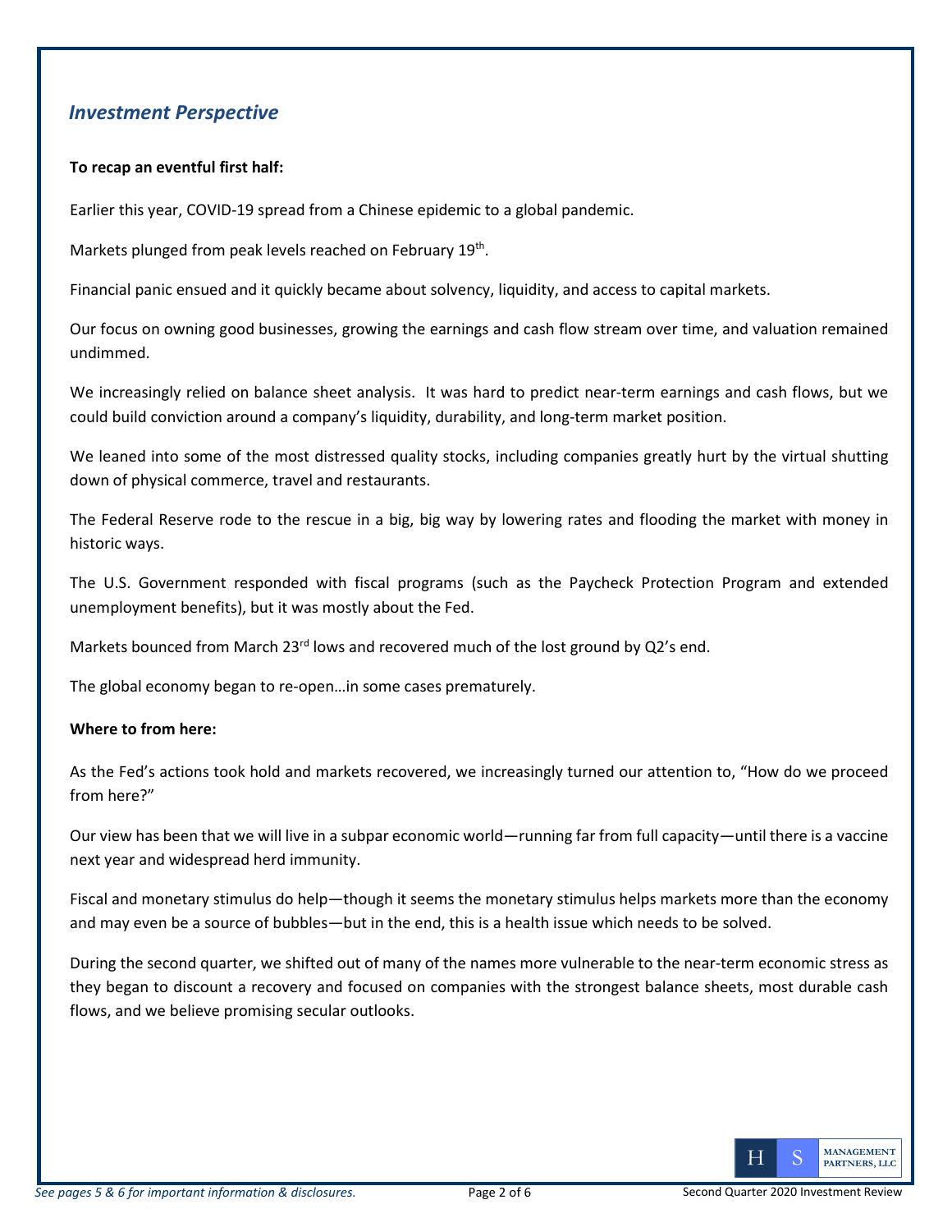## *Investment Perspective*

**To recap an eventful first half:**

Earlier this year, COVID-19 spread from a Chinese epidemic to a global pandemic.

Markets plunged from peak levels reached on February 19th.

Financial panic ensued and it quickly became about solvency, liquidity, and access to capital markets.

Our focus on owning good businesses, growing the earnings and cash flow stream over time, and valuation remained undimmed.

We increasingly relied on balance sheet analysis. It was hard to predict near-term earnings and cash flows, but we could build conviction around a company's liquidity, durability, and long-term market position.

We leaned into some of the most distressed quality stocks, including companies greatly hurt by the virtual shutting down of physical commerce, travel and restaurants.

The Federal Reserve rode to the rescue in a big, big way by lowering rates and flooding the market with money in historic ways.

The U.S. Government responded with fiscal programs (such as the Paycheck Protection Program and extended unemployment benefits), but it was mostly about the Fed.

Markets bounced from March 23rd lows and recovered much of the lost ground by Q2's end.

The global economy began to re-open…in some cases prematurely.

**Where to from here:**

As the Fed's actions took hold and markets recovered, we increasingly turned our attention to, "How do we proceed from here?"

Our view has been that we will live in a subpar economic world—running far from full capacity—until there is a vaccine next year and widespread herd immunity.

Fiscal and monetary stimulus do help—though it seems the monetary stimulus helps markets more than the economy and may even be a source of bubbles—but in the end, this is a health issue which needs to be solved.

During the second quarter, we shifted out of many of the names more vulnerable to the near-term economic stress as they began to discount a recovery and focused on companies with the strongest balance sheets, most durable cash flows, and we believe promising secular outlooks.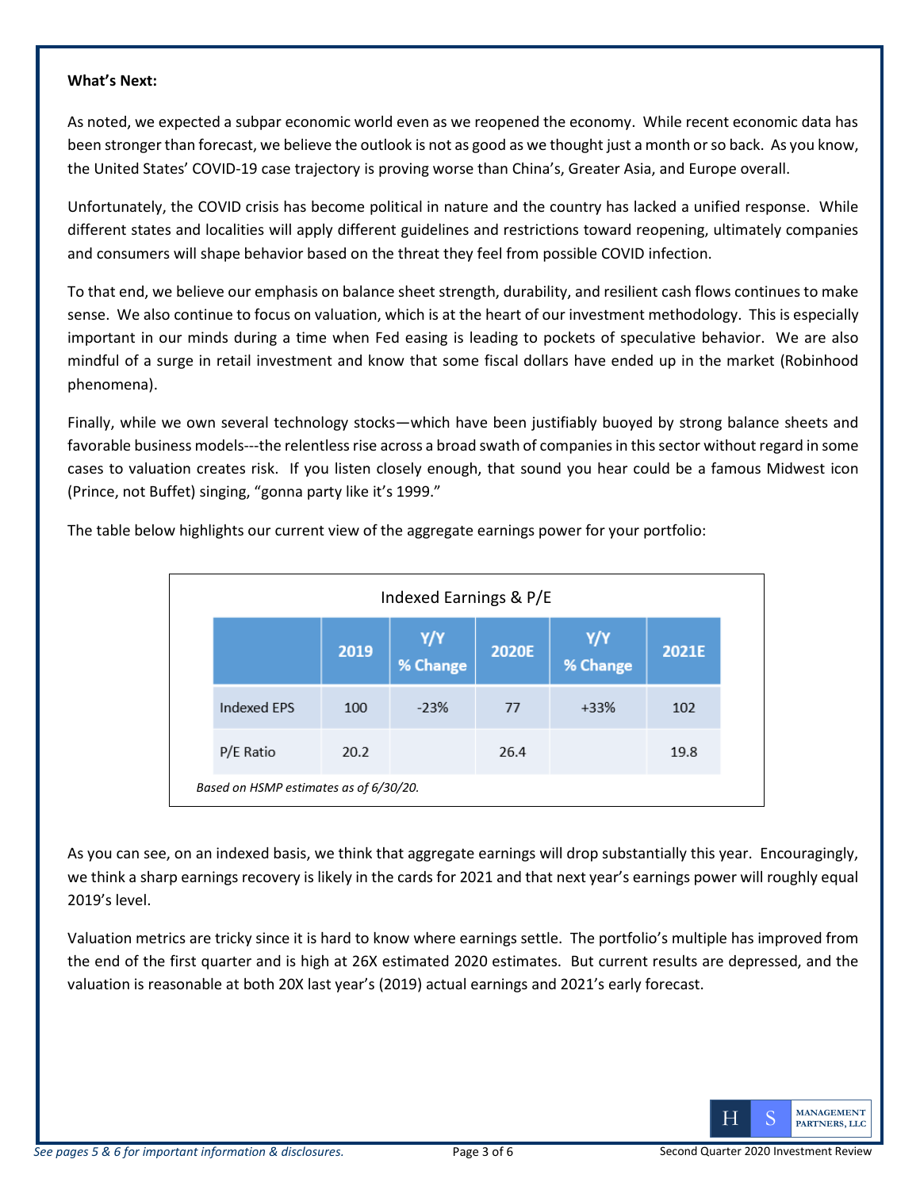**What's Next:**

As noted, we expected a subpar economic world even as we reopened the economy. While recent economic data has been stronger than forecast, we believe the outlook is not as good as we thought just a month or so back. As you know, the United States' COVID-19 case trajectory is proving worse than China's, Greater Asia, and Europe overall.

Unfortunately, the COVID crisis has become political in nature and the country has lacked a unified response. While different states and localities will apply different guidelines and restrictions toward reopening, ultimately companies and consumers will shape behavior based on the threat they feel from possible COVID infection.

To that end, we believe our emphasis on balance sheet strength, durability, and resilient cash flows continues to make sense. We also continue to focus on valuation, which is at the heart of our investment methodology. This is especially important in our minds during a time when Fed easing is leading to pockets of speculative behavior. We are also mindful of a surge in retail investment and know that some fiscal dollars have ended up in the market (Robinhood phenomena).

Finally, while we own several technology stocks—which have been justifiably buoyed by strong balance sheets and favorable business models---the relentless rise across a broad swath of companies in this sector without regard in some cases to valuation creates risk. If you listen closely enough, that sound you hear could be a famous Midwest icon (Prince, not Buffet) singing, "gonna party like it's 1999."

The table below highlights our current view of the aggregate earnings power for your portfolio:

Indexed Earnings & P/E

| | 2019 | Y/Y % Change | 2020E | Y/Y % Change | 2021E |
|---|---|---|---|---|---|
| Indexed EPS | 100 | -23% | 77 | +33% | 102 |
| P/E Ratio | 20.2 | | 26.4 | | 19.8 |

*Based on HSMP estimates as of 6/30/20.*

As you can see, on an indexed basis, we think that aggregate earnings will drop substantially this year. Encouragingly, we think a sharp earnings recovery is likely in the cards for 2021 and that next year's earnings power will roughly equal 2019's level.

Valuation metrics are tricky since it is hard to know where earnings settle. The portfolio's multiple has improved from the end of the first quarter and is high at 26X estimated 2020 estimates. But current results are depressed, and the valuation is reasonable at both 20X last year's (2019) actual earnings and 2021's early forecast.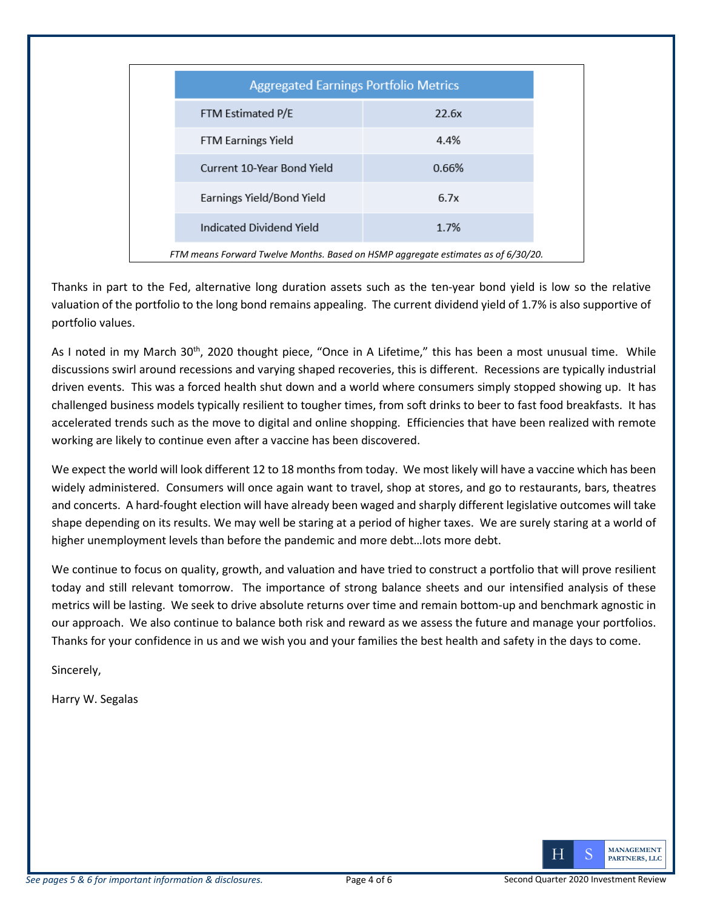| Aggregated Earnings Portfolio Metrics | |
|---|---|
| FTM Estimated P/E | 22.6x |
| FTM Earnings Yield | 4.4% |
| Current 10-Year Bond Yield | 0.66% |
| Earnings Yield/Bond Yield | 6.7x |
| Indicated Dividend Yield | 1.7% |

*FTM means Forward Twelve Months. Based on HSMP aggregate estimates as of 6/30/20.*

Thanks in part to the Fed, alternative long duration assets such as the ten-year bond yield is low so the relative valuation of the portfolio to the long bond remains appealing. The current dividend yield of 1.7% is also supportive of portfolio values.

As I noted in my March 30th, 2020 thought piece, "Once in A Lifetime," this has been a most unusual time. While discussions swirl around recessions and varying shaped recoveries, this is different. Recessions are typically industrial driven events. This was a forced health shut down and a world where consumers simply stopped showing up. It has challenged business models typically resilient to tougher times, from soft drinks to beer to fast food breakfasts. It has accelerated trends such as the move to digital and online shopping. Efficiencies that have been realized with remote working are likely to continue even after a vaccine has been discovered.

We expect the world will look different 12 to 18 months from today. We most likely will have a vaccine which has been widely administered. Consumers will once again want to travel, shop at stores, and go to restaurants, bars, theatres and concerts. A hard-fought election will have already been waged and sharply different legislative outcomes will take shape depending on its results. We may well be staring at a period of higher taxes. We are surely staring at a world of higher unemployment levels than before the pandemic and more debt…lots more debt.

We continue to focus on quality, growth, and valuation and have tried to construct a portfolio that will prove resilient today and still relevant tomorrow. The importance of strong balance sheets and our intensified analysis of these metrics will be lasting. We seek to drive absolute returns over time and remain bottom-up and benchmark agnostic in our approach. We also continue to balance both risk and reward as we assess the future and manage your portfolios. Thanks for your confidence in us and we wish you and your families the best health and safety in the days to come.

Sincerely,

Harry W. Segalas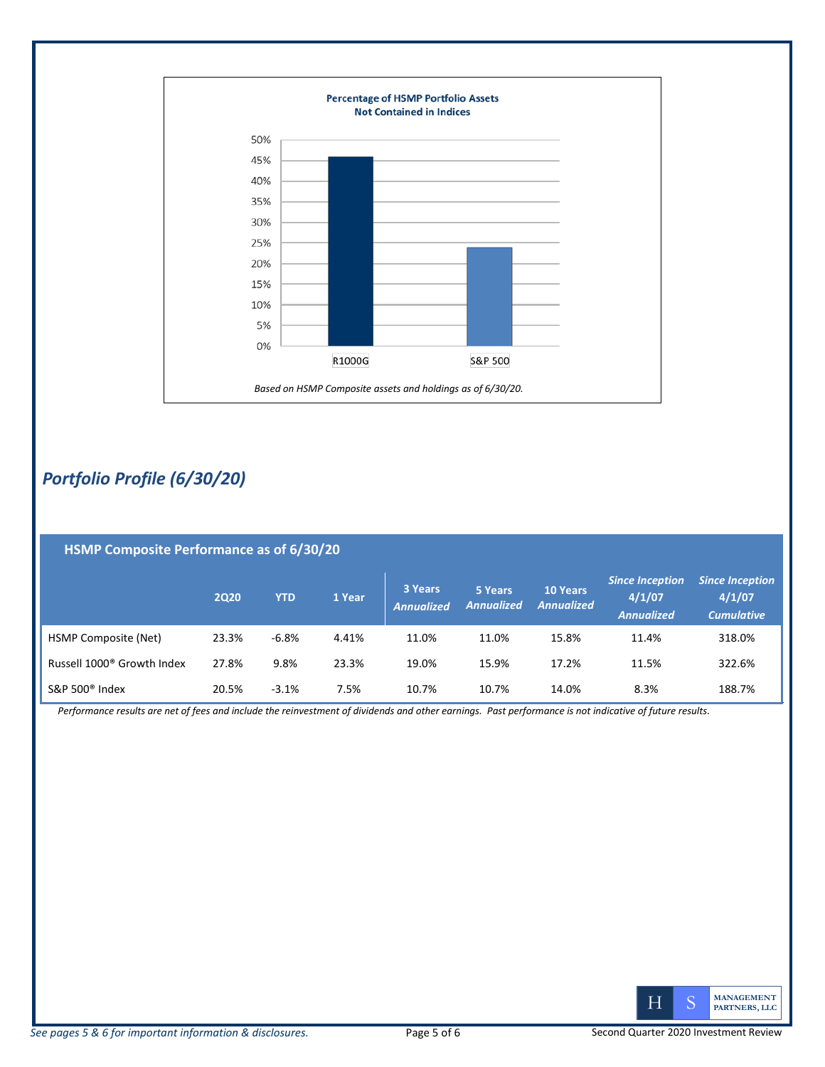**Percentage of HSMP Portfolio Assets Not Contained in Indices**

*Based on HSMP Composite assets and holdings as of 6/30/20.*

## *Portfolio Profile (6/30/20)*

**HSMP Composite Performance as of 6/30/20**

| | 2Q20 | YTD | 1 Year | 3 Years *Annualized* | 5 Years *Annualized* | 10 Years *Annualized* | *Since Inception 4/1/07 Annualized* | *Since Inception 4/1/07 Cumulative* |
|---|---|---|---|---|---|---|---|---|
| HSMP Composite (Net) | 23.3% | -6.8% | 4.41% | 11.0% | 11.0% | 15.8% | 11.4% | 318.0% |
| Russell 1000® Growth Index | 27.8% | 9.8% | 23.3% | 19.0% | 15.9% | 17.2% | 11.5% | 322.6% |
| S&P 500® Index | 20.5% | -3.1% | 7.5% | 10.7% | 10.7% | 14.0% | 8.3% | 188.7% |

*Performance results are net of fees and include the reinvestment of dividends and other earnings. Past performance is not indicative of future results.*

*See pages 5 & 6 for important information & disclosures.*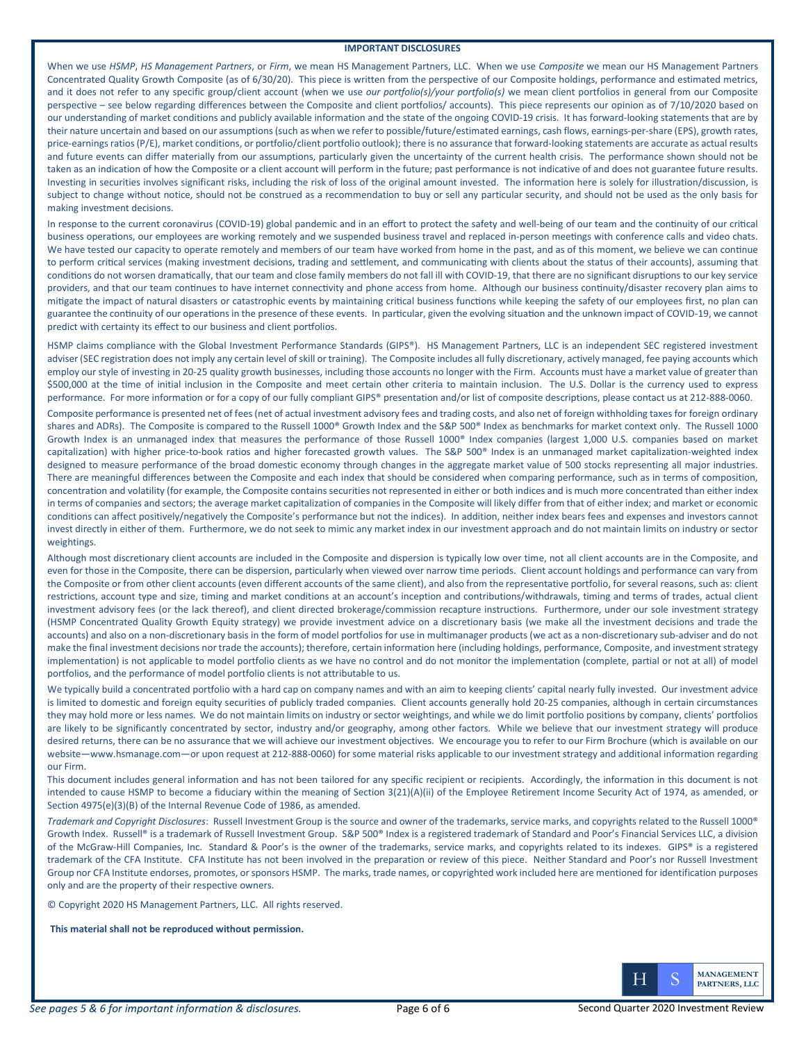## IMPORTANT DISCLOSURES

When we use *HSMP*, *HS Management Partners*, or *Firm*, we mean HS Management Partners, LLC. When we use *Composite* we mean our HS Management Partners Concentrated Quality Growth Composite (as of 6/30/20). This piece is written from the perspective of our Composite holdings, performance and estimated metrics, and it does not refer to any specific group/client account (when we use *our portfolio(s)/your portfolio(s)* we mean client portfolios in general from our Composite perspective – see below regarding differences between the Composite and client portfolios/ accounts). This piece represents our opinion as of 7/10/2020 based on our understanding of market conditions and publicly available information and the state of the ongoing COVID-19 crisis. It has forward-looking statements that are by their nature uncertain and based on our assumptions (such as when we refer to possible/future/estimated earnings, cash flows, earnings-per-share (EPS), growth rates, price-earnings ratios (P/E), market conditions, or portfolio/client portfolio outlook); there is no assurance that forward-looking statements are accurate as actual results and future events can differ materially from our assumptions, particularly given the uncertainty of the current health crisis. The performance shown should not be taken as an indication of how the Composite or a client account will perform in the future; past performance is not indicative of and does not guarantee future results. Investing in securities involves significant risks, including the risk of loss of the original amount invested. The information here is solely for illustration/discussion, is subject to change without notice, should not be construed as a recommendation to buy or sell any particular security, and should not be used as the only basis for making investment decisions.

In response to the current coronavirus (COVID-19) global pandemic and in an effort to protect the safety and well-being of our team and the continuity of our critical business operations, our employees are working remotely and we suspended business travel and replaced in-person meetings with conference calls and video chats. We have tested our capacity to operate remotely and members of our team have worked from home in the past, and as of this moment, we believe we can continue to perform critical services (making investment decisions, trading and settlement, and communicating with clients about the status of their accounts), assuming that conditions do not worsen dramatically, that our team and close family members do not fall ill with COVID-19, that there are no significant disruptions to our key service providers, and that our team continues to have internet connectivity and phone access from home. Although our business continuity/disaster recovery plan aims to mitigate the impact of natural disasters or catastrophic events by maintaining critical business functions while keeping the safety of our employees first, no plan can guarantee the continuity of our operations in the presence of these events. In particular, given the evolving situation and the unknown impact of COVID-19, we cannot predict with certainty its effect to our business and client portfolios.

HSMP claims compliance with the Global Investment Performance Standards (GIPS®). HS Management Partners, LLC is an independent SEC registered investment adviser (SEC registration does not imply any certain level of skill or training). The Composite includes all fully discretionary, actively managed, fee paying accounts which employ our style of investing in 20-25 quality growth businesses, including those accounts no longer with the Firm. Accounts must have a market value of greater than $500,000 at the time of initial inclusion in the Composite and meet certain other criteria to maintain inclusion. The U.S. Dollar is the currency used to express performance. For more information or for a copy of our fully compliant GIPS® presentation and/or list of composite descriptions, please contact us at 212-888-0060.

Composite performance is presented net of fees (net of actual investment advisory fees and trading costs, and also net of foreign withholding taxes for foreign ordinary shares and ADRs). The Composite is compared to the Russell 1000® Growth Index and the S&P 500® Index as benchmarks for market context only. The Russell 1000 Growth Index is an unmanaged index that measures the performance of those Russell 1000® Index companies (largest 1,000 U.S. companies based on market capitalization) with higher price-to-book ratios and higher forecasted growth values. The S&P 500® Index is an unmanaged market capitalization-weighted index designed to measure performance of the broad domestic economy through changes in the aggregate market value of 500 stocks representing all major industries. There are meaningful differences between the Composite and each index that should be considered when comparing performance, such as in terms of composition, concentration and volatility (for example, the Composite contains securities not represented in either or both indices and is much more concentrated than either index in terms of companies and sectors; the average market capitalization of companies in the Composite will likely differ from that of either index; and market or economic conditions can affect positively/negatively the Composite's performance but not the indices). In addition, neither index bears fees and expenses and investors cannot invest directly in either of them. Furthermore, we do not seek to mimic any market index in our investment approach and do not maintain limits on industry or sector weightings.

Although most discretionary client accounts are included in the Composite and dispersion is typically low over time, not all client accounts are in the Composite, and even for those in the Composite, there can be dispersion, particularly when viewed over narrow time periods. Client account holdings and performance can vary from the Composite or from other client accounts (even different accounts of the same client), and also from the representative portfolio, for several reasons, such as: client restrictions, account type and size, timing and market conditions at an account's inception and contributions/withdrawals, timing and terms of trades, actual client investment advisory fees (or the lack thereof), and client directed brokerage/commission recapture instructions. Furthermore, under our sole investment strategy (HSMP Concentrated Quality Growth Equity strategy) we provide investment advice on a discretionary basis (we make all the investment decisions and trade the accounts) and also on a non-discretionary basis in the form of model portfolios for use in multimanager products (we act as a non-discretionary sub-adviser and do not make the final investment decisions nor trade the accounts); therefore, certain information here (including holdings, performance, Composite, and investment strategy implementation) is not applicable to model portfolio clients as we have no control and do not monitor the implementation (complete, partial or not at all) of model portfolios, and the performance of model portfolio clients is not attributable to us.

We typically build a concentrated portfolio with a hard cap on company names and with an aim to keeping clients' capital nearly fully invested. Our investment advice is limited to domestic and foreign equity securities of publicly traded companies. Client accounts generally hold 20-25 companies, although in certain circumstances they may hold more or less names. We do not maintain limits on industry or sector weightings, and while we do limit portfolio positions by company, clients' portfolios are likely to be significantly concentrated by sector, industry and/or geography, among other factors. While we believe that our investment strategy will produce desired returns, there can be no assurance that we will achieve our investment objectives. We encourage you to refer to our Firm Brochure (which is available on our website—www.hsmanage.com—or upon request at 212-888-0060) for some material risks applicable to our investment strategy and additional information regarding our Firm.

This document includes general information and has not been tailored for any specific recipient or recipients. Accordingly, the information in this document is not intended to cause HSMP to become a fiduciary within the meaning of Section 3(21)(A)(ii) of the Employee Retirement Income Security Act of 1974, as amended, or Section 4975(e)(3)(B) of the Internal Revenue Code of 1986, as amended.

*Trademark and Copyright Disclosures*: Russell Investment Group is the source and owner of the trademarks, service marks, and copyrights related to the Russell 1000® Growth Index. Russell® is a trademark of Russell Investment Group. S&P 500® Index is a registered trademark of Standard and Poor's Financial Services LLC, a division of the McGraw-Hill Companies, Inc. Standard & Poor's is the owner of the trademarks, service marks, and copyrights related to its indexes. GIPS® is a registered trademark of the CFA Institute. CFA Institute has not been involved in the preparation or review of this piece. Neither Standard and Poor's nor Russell Investment Group nor CFA Institute endorses, promotes, or sponsors HSMP. The marks, trade names, or copyrighted work included here are mentioned for identification purposes only and are the property of their respective owners.

© Copyright 2020 HS Management Partners, LLC. All rights reserved.

**This material shall not be reproduced without permission.**

H S MANAGEMENT PARTNERS, LLC

*See pages 5 & 6 for important information & disclosures.*